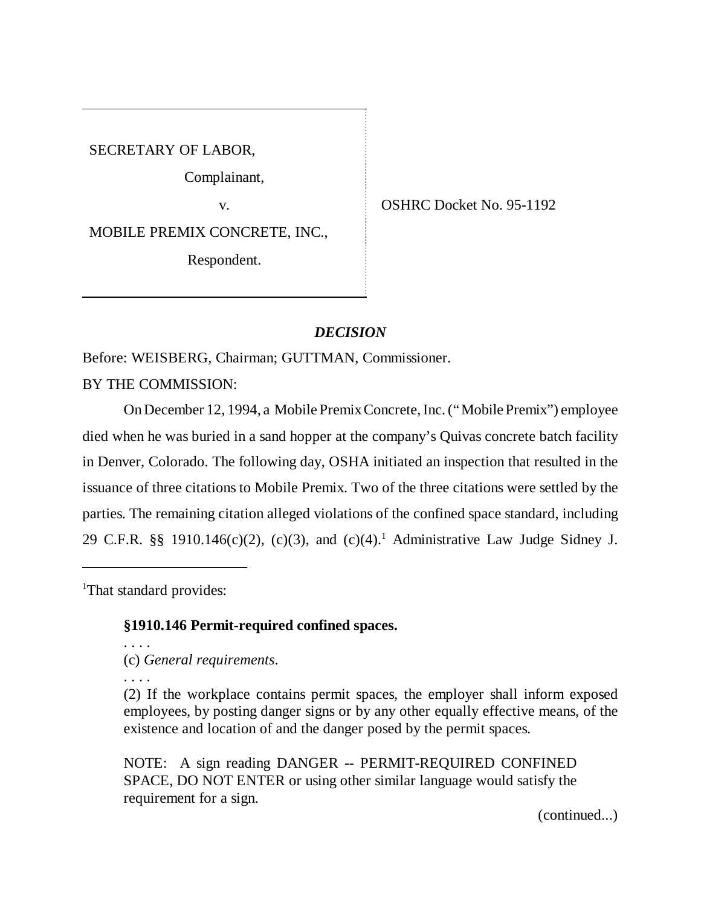SECRETARY OF LABOR,

Complainant,

v.

MOBILE PREMIX CONCRETE, INC.,

Respondent.

OSHRC Docket No. 95-1192

## *DECISION*

Before: WEISBERG, Chairman; GUTTMAN, Commissioner.

BY THE COMMISSION:

On December 12, 1994, a Mobile Premix Concrete, Inc. ("Mobile Premix") employee died when he was buried in a sand hopper at the company's Quivas concrete batch facility in Denver, Colorado. The following day, OSHA initiated an inspection that resulted in the issuance of three citations to Mobile Premix. Two of the three citations were settled by the parties. The remaining citation alleged violations of the confined space standard, including 29 C.F.R. §§ 1910.146(c)(2), (c)(3), and (c)(4).[1] Administrative Law Judge Sidney J.

---

[1]That standard provides:

> **§1910.146 Permit-required confined spaces.**
>
> . . . .
>
> (c) *General requirements*.
>
> . . . .
>
> (2) If the workplace contains permit spaces, the employer shall inform exposed employees, by posting danger signs or by any other equally effective means, of the existence and location of and the danger posed by the permit spaces.
>
> NOTE: A sign reading DANGER -- PERMIT-REQUIRED CONFINED SPACE, DO NOT ENTER or using other similar language would satisfy the requirement for a sign.

(continued...)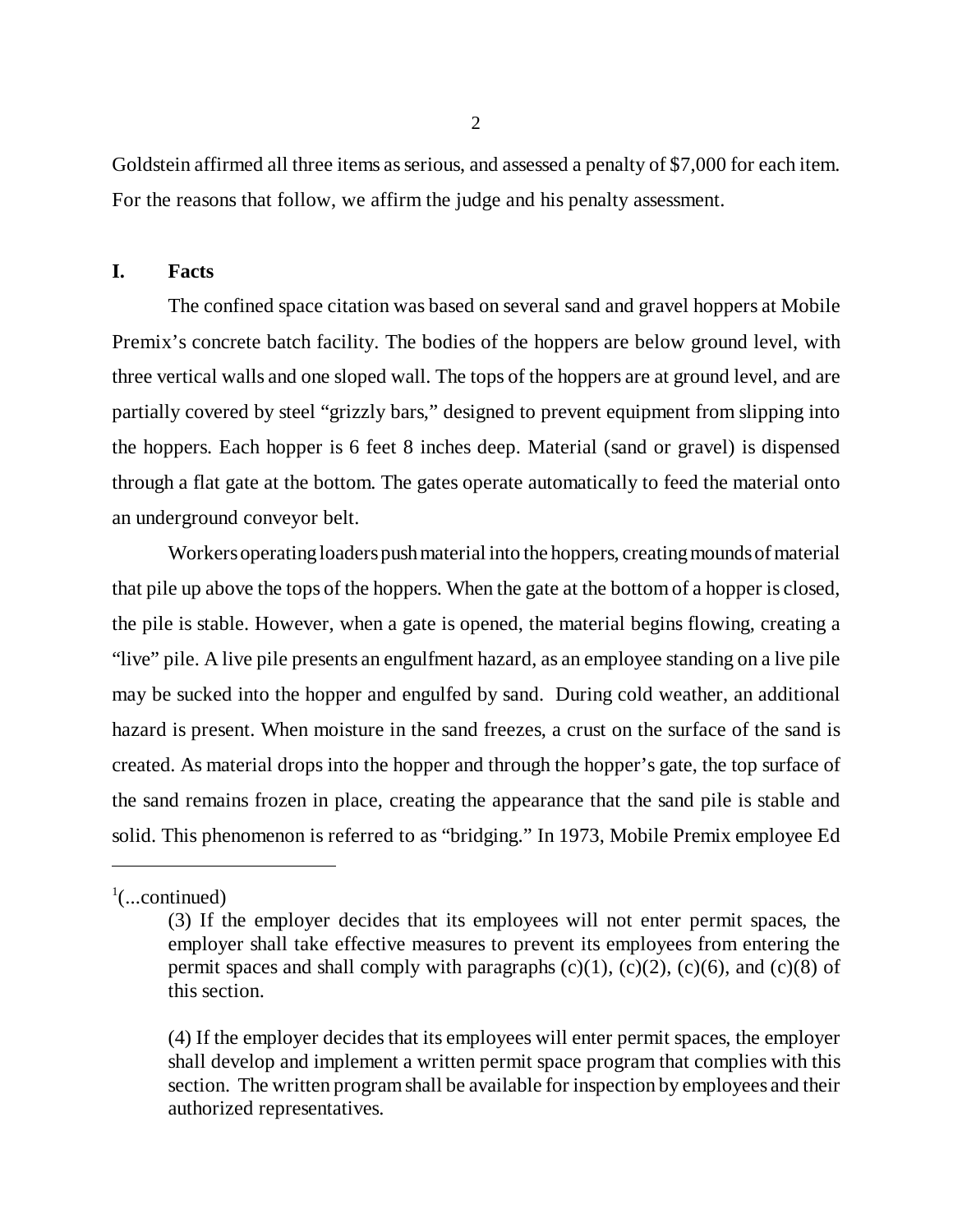Goldstein affirmed all three items as serious, and assessed a penalty of $7,000 for each item. For the reasons that follow, we affirm the judge and his penalty assessment.

## I. Facts

The confined space citation was based on several sand and gravel hoppers at Mobile Premix's concrete batch facility. The bodies of the hoppers are below ground level, with three vertical walls and one sloped wall. The tops of the hoppers are at ground level, and are partially covered by steel "grizzly bars," designed to prevent equipment from slipping into the hoppers. Each hopper is 6 feet 8 inches deep. Material (sand or gravel) is dispensed through a flat gate at the bottom. The gates operate automatically to feed the material onto an underground conveyor belt.

Workers operating loaders push material into the hoppers, creating mounds of material that pile up above the tops of the hoppers. When the gate at the bottom of a hopper is closed, the pile is stable. However, when a gate is opened, the material begins flowing, creating a "live" pile. A live pile presents an engulfment hazard, as an employee standing on a live pile may be sucked into the hopper and engulfed by sand. During cold weather, an additional hazard is present. When moisture in the sand freezes, a crust on the surface of the sand is created. As material drops into the hopper and through the hopper's gate, the top surface of the sand remains frozen in place, creating the appearance that the sand pile is stable and solid. This phenomenon is referred to as "bridging." In 1973, Mobile Premix employee Ed

---

[1](...continued)

> (3) If the employer decides that its employees will not enter permit spaces, the employer shall take effective measures to prevent its employees from entering the permit spaces and shall comply with paragraphs (c)(1), (c)(2), (c)(6), and (c)(8) of this section.
>
> (4) If the employer decides that its employees will enter permit spaces, the employer shall develop and implement a written permit space program that complies with this section. The written program shall be available for inspection by employees and their authorized representatives.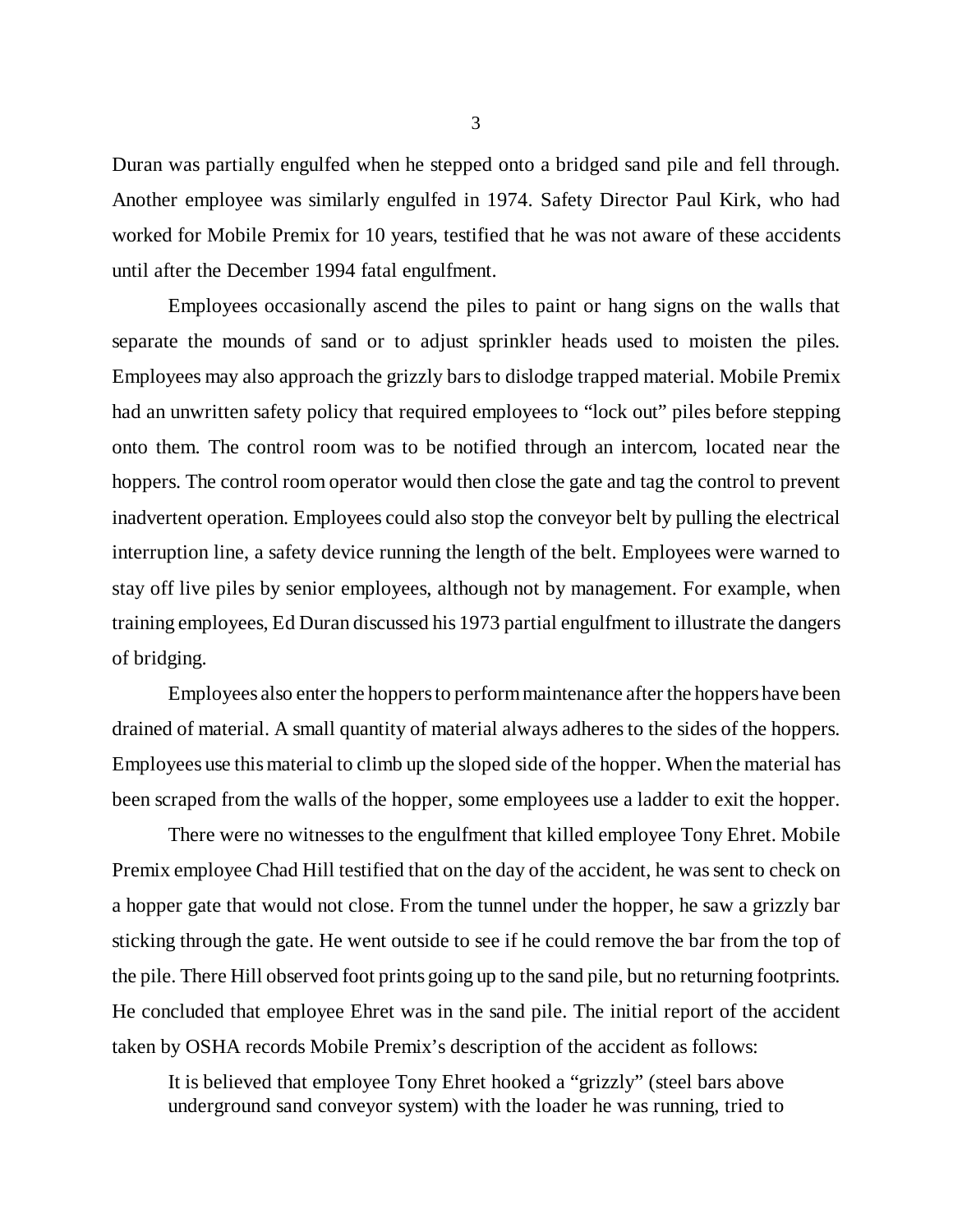Duran was partially engulfed when he stepped onto a bridged sand pile and fell through. Another employee was similarly engulfed in 1974. Safety Director Paul Kirk, who had worked for Mobile Premix for 10 years, testified that he was not aware of these accidents until after the December 1994 fatal engulfment.

Employees occasionally ascend the piles to paint or hang signs on the walls that separate the mounds of sand or to adjust sprinkler heads used to moisten the piles. Employees may also approach the grizzly bars to dislodge trapped material. Mobile Premix had an unwritten safety policy that required employees to "lock out" piles before stepping onto them. The control room was to be notified through an intercom, located near the hoppers. The control room operator would then close the gate and tag the control to prevent inadvertent operation. Employees could also stop the conveyor belt by pulling the electrical interruption line, a safety device running the length of the belt. Employees were warned to stay off live piles by senior employees, although not by management. For example, when training employees, Ed Duran discussed his 1973 partial engulfment to illustrate the dangers of bridging.

Employees also enter the hoppers to perform maintenance after the hoppers have been drained of material. A small quantity of material always adheres to the sides of the hoppers. Employees use this material to climb up the sloped side of the hopper. When the material has been scraped from the walls of the hopper, some employees use a ladder to exit the hopper.

There were no witnesses to the engulfment that killed employee Tony Ehret. Mobile Premix employee Chad Hill testified that on the day of the accident, he was sent to check on a hopper gate that would not close. From the tunnel under the hopper, he saw a grizzly bar sticking through the gate. He went outside to see if he could remove the bar from the top of the pile. There Hill observed foot prints going up to the sand pile, but no returning footprints. He concluded that employee Ehret was in the sand pile. The initial report of the accident taken by OSHA records Mobile Premix's description of the accident as follows:

> It is believed that employee Tony Ehret hooked a "grizzly" (steel bars above underground sand conveyor system) with the loader he was running, tried to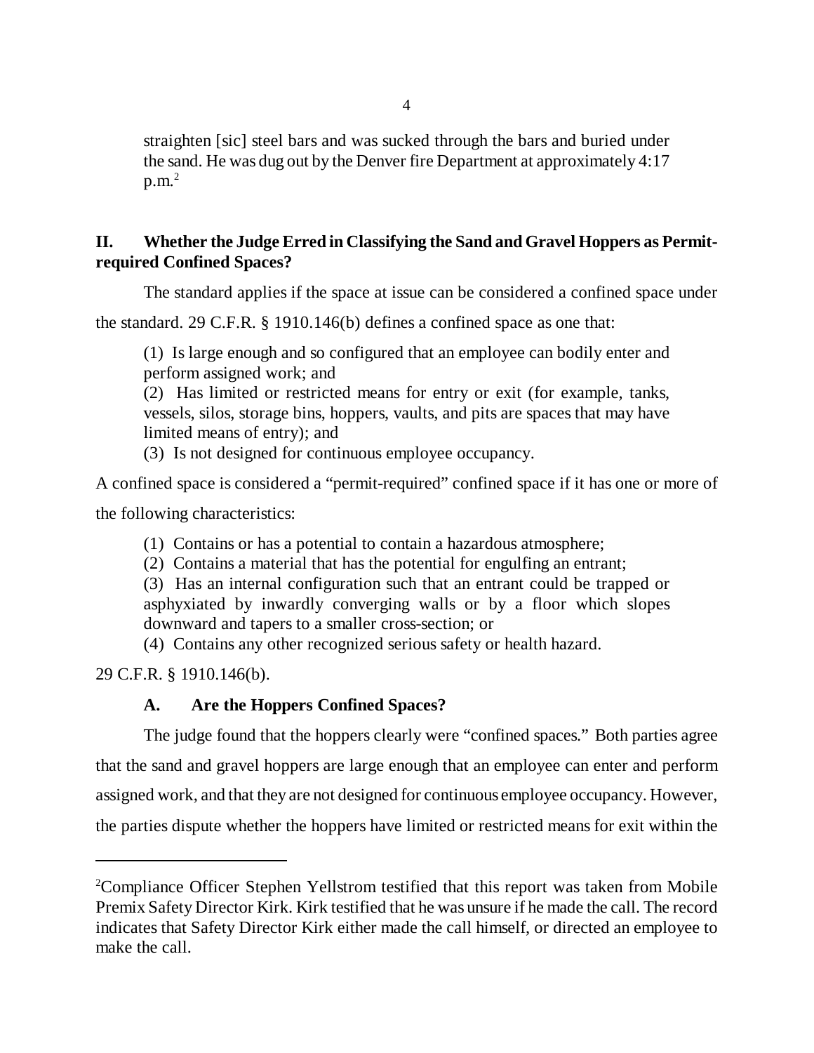> straighten [sic] steel bars and was sucked through the bars and buried under the sand. He was dug out by the Denver fire Department at approximately 4:17 p.m.[2]

## II. Whether the Judge Erred in Classifying the Sand and Gravel Hoppers as Permit-required Confined Spaces?

The standard applies if the space at issue can be considered a confined space under the standard. 29 C.F.R. § 1910.146(b) defines a confined space as one that:

> (1) Is large enough and so configured that an employee can bodily enter and perform assigned work; and
>
> (2) Has limited or restricted means for entry or exit (for example, tanks, vessels, silos, storage bins, hoppers, vaults, and pits are spaces that may have limited means of entry); and
>
> (3) Is not designed for continuous employee occupancy.

A confined space is considered a "permit-required" confined space if it has one or more of the following characteristics:

> (1) Contains or has a potential to contain a hazardous atmosphere;
>
> (2) Contains a material that has the potential for engulfing an entrant;
>
> (3) Has an internal configuration such that an entrant could be trapped or asphyxiated by inwardly converging walls or by a floor which slopes downward and tapers to a smaller cross-section; or
>
> (4) Contains any other recognized serious safety or health hazard.

29 C.F.R. § 1910.146(b).

### A. Are the Hoppers Confined Spaces?

The judge found that the hoppers clearly were "confined spaces." Both parties agree that the sand and gravel hoppers are large enough that an employee can enter and perform assigned work, and that they are not designed for continuous employee occupancy. However, the parties dispute whether the hoppers have limited or restricted means for exit within the

---

[2] Compliance Officer Stephen Yellstrom testified that this report was taken from Mobile Premix Safety Director Kirk. Kirk testified that he was unsure if he made the call. The record indicates that Safety Director Kirk either made the call himself, or directed an employee to make the call.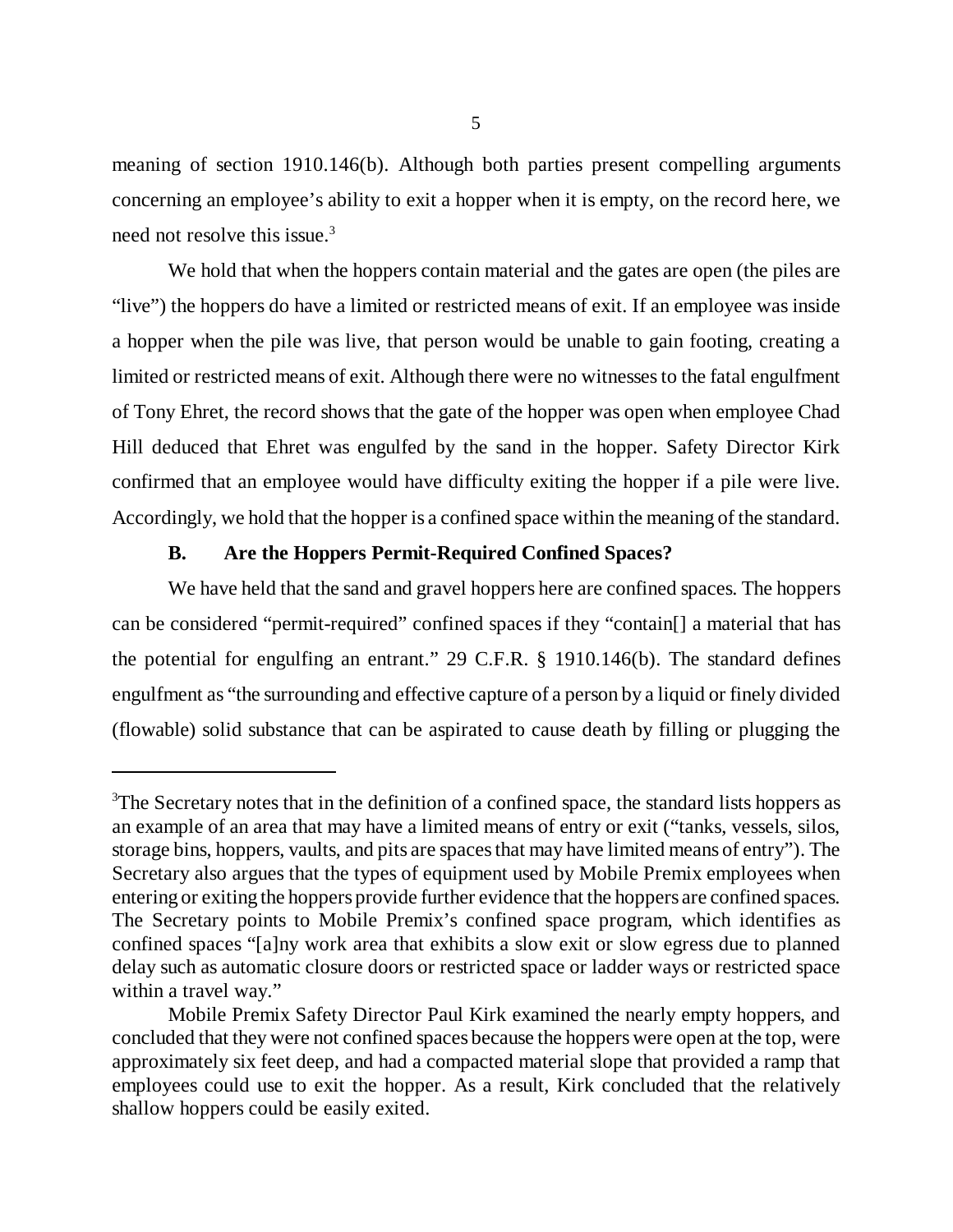meaning of section 1910.146(b). Although both parties present compelling arguments concerning an employee's ability to exit a hopper when it is empty, on the record here, we need not resolve this issue.[3]

We hold that when the hoppers contain material and the gates are open (the piles are "live") the hoppers do have a limited or restricted means of exit. If an employee was inside a hopper when the pile was live, that person would be unable to gain footing, creating a limited or restricted means of exit. Although there were no witnesses to the fatal engulfment of Tony Ehret, the record shows that the gate of the hopper was open when employee Chad Hill deduced that Ehret was engulfed by the sand in the hopper. Safety Director Kirk confirmed that an employee would have difficulty exiting the hopper if a pile were live. Accordingly, we hold that the hopper is a confined space within the meaning of the standard.

### B. Are the Hoppers Permit-Required Confined Spaces?

We have held that the sand and gravel hoppers here are confined spaces. The hoppers can be considered "permit-required" confined spaces if they "contain[] a material that has the potential for engulfing an entrant." 29 C.F.R. § 1910.146(b). The standard defines engulfment as "the surrounding and effective capture of a person by a liquid or finely divided (flowable) solid substance that can be aspirated to cause death by filling or plugging the

---

[3]The Secretary notes that in the definition of a confined space, the standard lists hoppers as an example of an area that may have a limited means of entry or exit ("tanks, vessels, silos, storage bins, hoppers, vaults, and pits are spaces that may have limited means of entry"). The Secretary also argues that the types of equipment used by Mobile Premix employees when entering or exiting the hoppers provide further evidence that the hoppers are confined spaces. The Secretary points to Mobile Premix's confined space program, which identifies as confined spaces "[a]ny work area that exhibits a slow exit or slow egress due to planned delay such as automatic closure doors or restricted space or ladder ways or restricted space within a travel way."

Mobile Premix Safety Director Paul Kirk examined the nearly empty hoppers, and concluded that they were not confined spaces because the hoppers were open at the top, were approximately six feet deep, and had a compacted material slope that provided a ramp that employees could use to exit the hopper. As a result, Kirk concluded that the relatively shallow hoppers could be easily exited.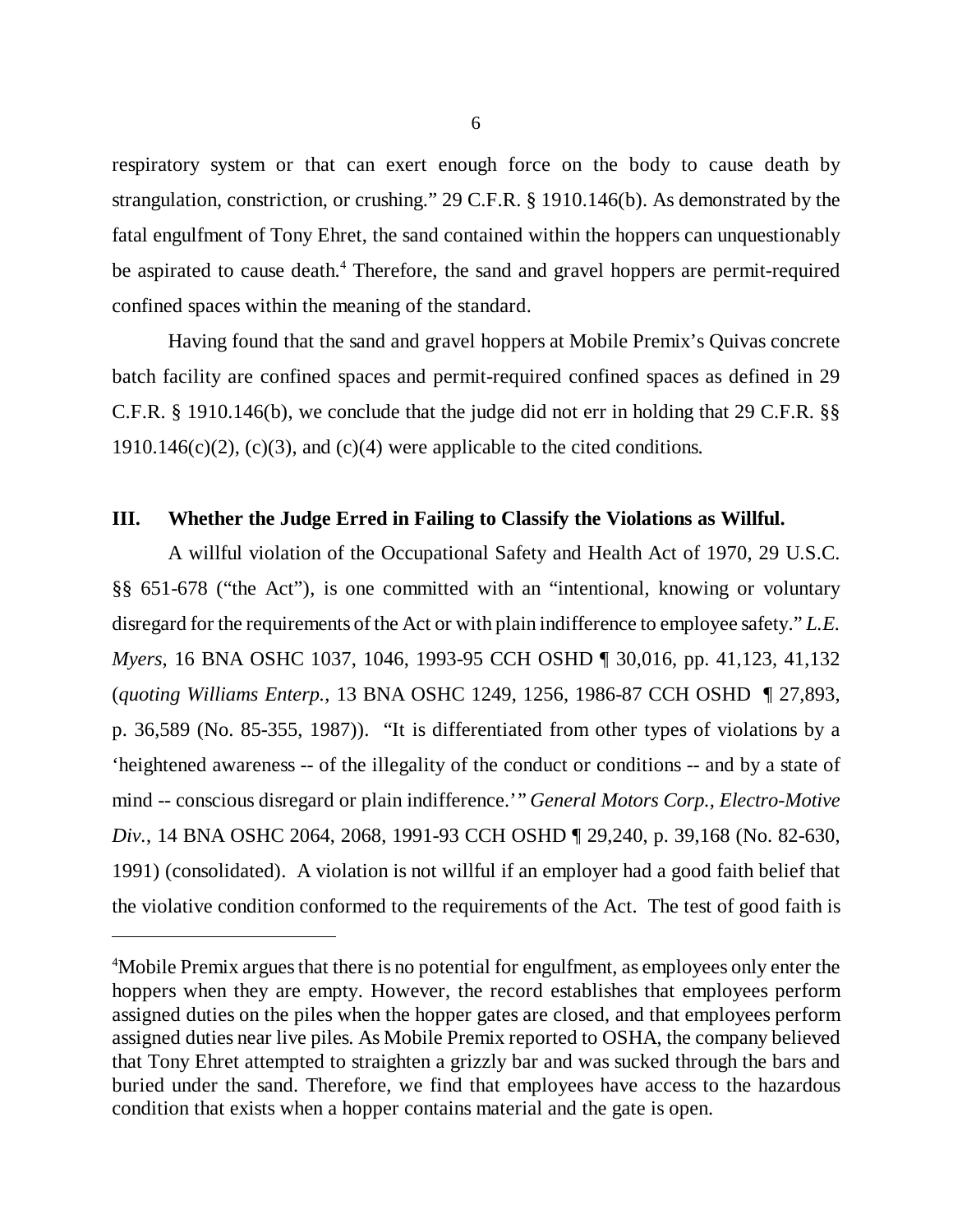respiratory system or that can exert enough force on the body to cause death by strangulation, constriction, or crushing." 29 C.F.R. § 1910.146(b). As demonstrated by the fatal engulfment of Tony Ehret, the sand contained within the hoppers can unquestionably be aspirated to cause death.[4] Therefore, the sand and gravel hoppers are permit-required confined spaces within the meaning of the standard.

Having found that the sand and gravel hoppers at Mobile Premix's Quivas concrete batch facility are confined spaces and permit-required confined spaces as defined in 29 C.F.R. § 1910.146(b), we conclude that the judge did not err in holding that 29 C.F.R. §§ 1910.146(c)(2), (c)(3), and (c)(4) were applicable to the cited conditions.

## III. Whether the Judge Erred in Failing to Classify the Violations as Willful.

A willful violation of the Occupational Safety and Health Act of 1970, 29 U.S.C. §§ 651-678 ("the Act"), is one committed with an "intentional, knowing or voluntary disregard for the requirements of the Act or with plain indifference to employee safety." *L.E. Myers*, 16 BNA OSHC 1037, 1046, 1993-95 CCH OSHD ¶ 30,016, pp. 41,123, 41,132 (*quoting Williams Enterp.*, 13 BNA OSHC 1249, 1256, 1986-87 CCH OSHD ¶ 27,893, p. 36,589 (No. 85-355, 1987)). "It is differentiated from other types of violations by a 'heightened awareness -- of the illegality of the conduct or conditions -- and by a state of mind -- conscious disregard or plain indifference.'" *General Motors Corp., Electro-Motive Div.*, 14 BNA OSHC 2064, 2068, 1991-93 CCH OSHD ¶ 29,240, p. 39,168 (No. 82-630, 1991) (consolidated). A violation is not willful if an employer had a good faith belief that the violative condition conformed to the requirements of the Act. The test of good faith is

---

[4]Mobile Premix argues that there is no potential for engulfment, as employees only enter the hoppers when they are empty. However, the record establishes that employees perform assigned duties on the piles when the hopper gates are closed, and that employees perform assigned duties near live piles. As Mobile Premix reported to OSHA, the company believed that Tony Ehret attempted to straighten a grizzly bar and was sucked through the bars and buried under the sand. Therefore, we find that employees have access to the hazardous condition that exists when a hopper contains material and the gate is open.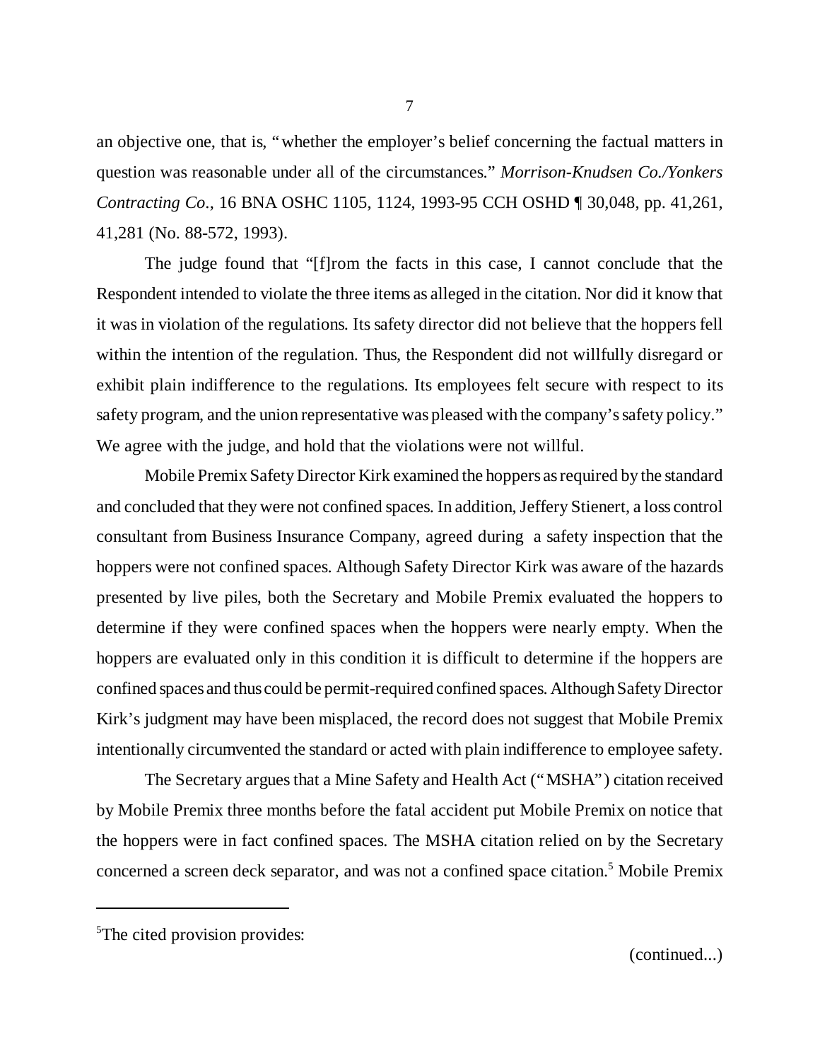an objective one, that is, "whether the employer's belief concerning the factual matters in question was reasonable under all of the circumstances." *Morrison-Knudsen Co./Yonkers Contracting Co*., 16 BNA OSHC 1105, 1124, 1993-95 CCH OSHD ¶ 30,048, pp. 41,261, 41,281 (No. 88-572, 1993).

The judge found that "[f]rom the facts in this case, I cannot conclude that the Respondent intended to violate the three items as alleged in the citation. Nor did it know that it was in violation of the regulations. Its safety director did not believe that the hoppers fell within the intention of the regulation. Thus, the Respondent did not willfully disregard or exhibit plain indifference to the regulations. Its employees felt secure with respect to its safety program, and the union representative was pleased with the company's safety policy." We agree with the judge, and hold that the violations were not willful.

Mobile Premix Safety Director Kirk examined the hoppers as required by the standard and concluded that they were not confined spaces. In addition, Jeffery Stienert, a loss control consultant from Business Insurance Company, agreed during a safety inspection that the hoppers were not confined spaces. Although Safety Director Kirk was aware of the hazards presented by live piles, both the Secretary and Mobile Premix evaluated the hoppers to determine if they were confined spaces when the hoppers were nearly empty. When the hoppers are evaluated only in this condition it is difficult to determine if the hoppers are confined spaces and thus could be permit-required confined spaces. Although Safety Director Kirk's judgment may have been misplaced, the record does not suggest that Mobile Premix intentionally circumvented the standard or acted with plain indifference to employee safety.

The Secretary argues that a Mine Safety and Health Act ("MSHA") citation received by Mobile Premix three months before the fatal accident put Mobile Premix on notice that the hoppers were in fact confined spaces. The MSHA citation relied on by the Secretary concerned a screen deck separator, and was not a confined space citation.[5] Mobile Premix

---

[5]The cited provision provides:

(continued...)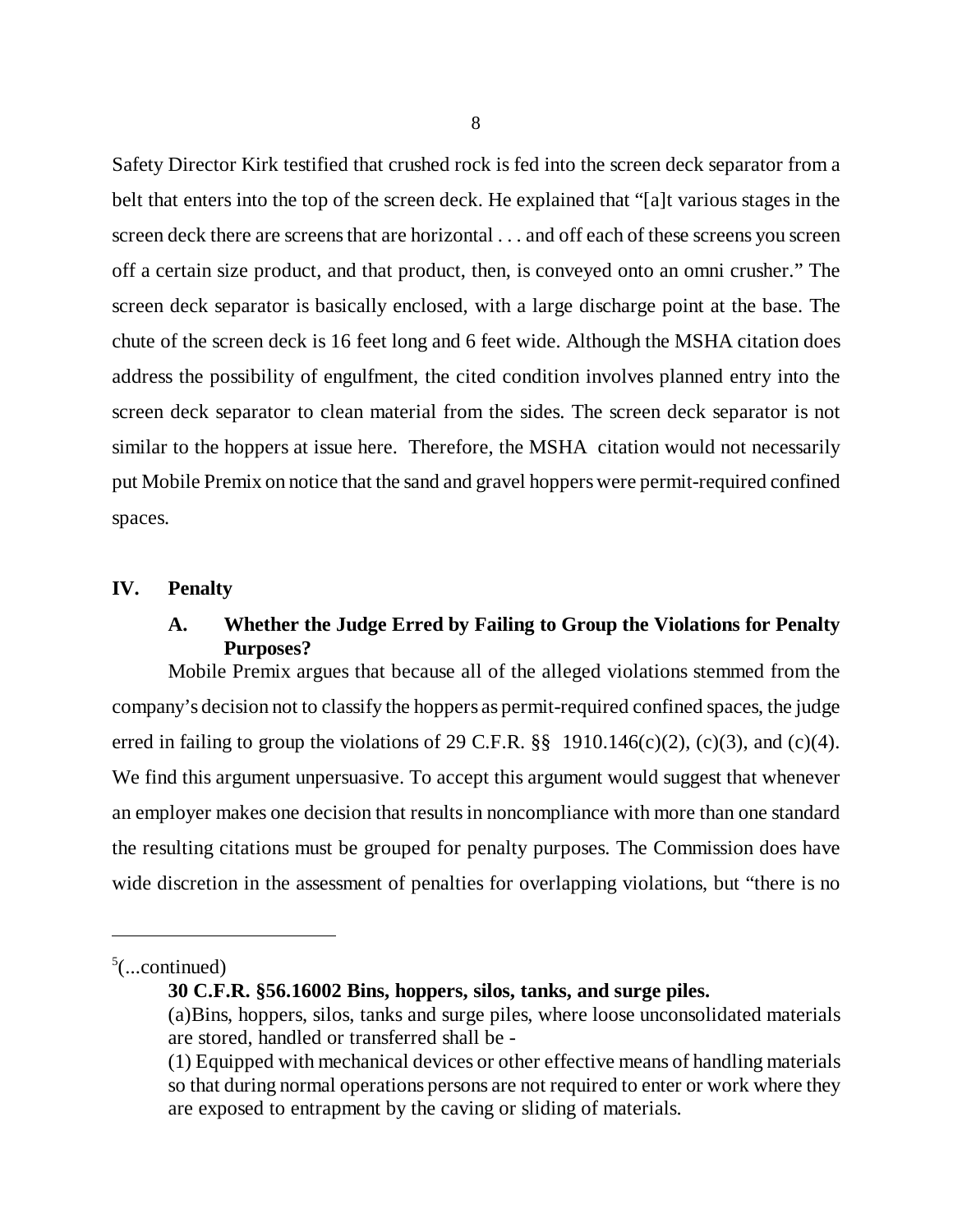Safety Director Kirk testified that crushed rock is fed into the screen deck separator from a belt that enters into the top of the screen deck. He explained that "[a]t various stages in the screen deck there are screens that are horizontal . . . and off each of these screens you screen off a certain size product, and that product, then, is conveyed onto an omni crusher." The screen deck separator is basically enclosed, with a large discharge point at the base. The chute of the screen deck is 16 feet long and 6 feet wide. Although the MSHA citation does address the possibility of engulfment, the cited condition involves planned entry into the screen deck separator to clean material from the sides. The screen deck separator is not similar to the hoppers at issue here. Therefore, the MSHA citation would not necessarily put Mobile Premix on notice that the sand and gravel hoppers were permit-required confined spaces.

## IV. Penalty

### A. Whether the Judge Erred by Failing to Group the Violations for Penalty Purposes?

Mobile Premix argues that because all of the alleged violations stemmed from the company's decision not to classify the hoppers as permit-required confined spaces, the judge erred in failing to group the violations of 29 C.F.R. §§ 1910.146(c)(2), (c)(3), and (c)(4). We find this argument unpersuasive. To accept this argument would suggest that whenever an employer makes one decision that results in noncompliance with more than one standard the resulting citations must be grouped for penalty purposes. The Commission does have wide discretion in the assessment of penalties for overlapping violations, but "there is no

---

[5](...continued)

**30 C.F.R. §56.16002 Bins, hoppers, silos, tanks, and surge piles.**

(a)Bins, hoppers, silos, tanks and surge piles, where loose unconsolidated materials are stored, handled or transferred shall be -

(1) Equipped with mechanical devices or other effective means of handling materials so that during normal operations persons are not required to enter or work where they are exposed to entrapment by the caving or sliding of materials.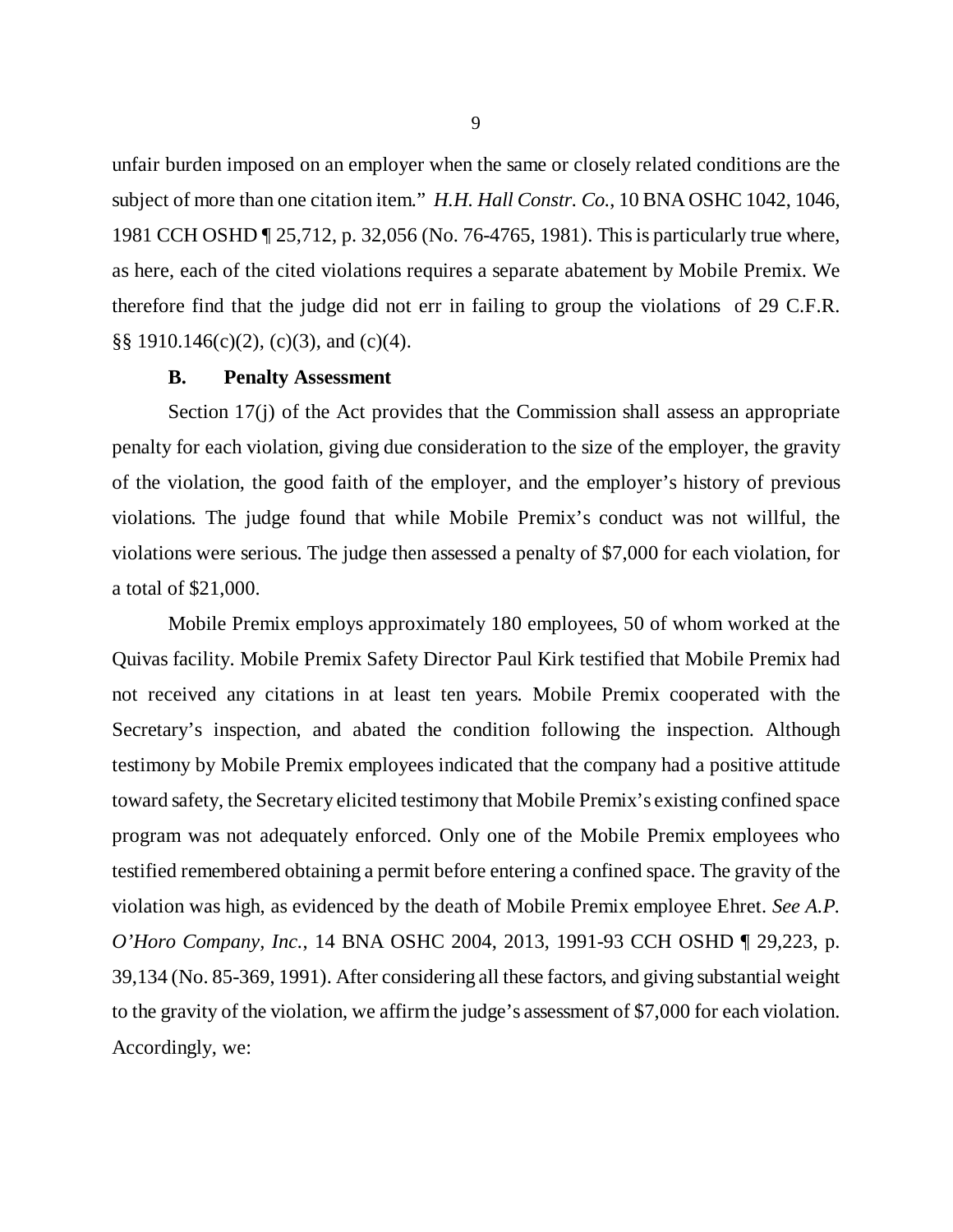unfair burden imposed on an employer when the same or closely related conditions are the subject of more than one citation item." *H.H. Hall Constr. Co.*, 10 BNA OSHC 1042, 1046, 1981 CCH OSHD ¶ 25,712, p. 32,056 (No. 76-4765, 1981). This is particularly true where, as here, each of the cited violations requires a separate abatement by Mobile Premix. We therefore find that the judge did not err in failing to group the violations of 29 C.F.R. §§ 1910.146(c)(2), (c)(3), and (c)(4).

### B. Penalty Assessment

Section 17(j) of the Act provides that the Commission shall assess an appropriate penalty for each violation, giving due consideration to the size of the employer, the gravity of the violation, the good faith of the employer, and the employer's history of previous violations. The judge found that while Mobile Premix's conduct was not willful, the violations were serious. The judge then assessed a penalty of $7,000 for each violation, for a total of $21,000.

Mobile Premix employs approximately 180 employees, 50 of whom worked at the Quivas facility. Mobile Premix Safety Director Paul Kirk testified that Mobile Premix had not received any citations in at least ten years. Mobile Premix cooperated with the Secretary's inspection, and abated the condition following the inspection. Although testimony by Mobile Premix employees indicated that the company had a positive attitude toward safety, the Secretary elicited testimony that Mobile Premix's existing confined space program was not adequately enforced. Only one of the Mobile Premix employees who testified remembered obtaining a permit before entering a confined space. The gravity of the violation was high, as evidenced by the death of Mobile Premix employee Ehret. *See A.P. O'Horo Company, Inc.*, 14 BNA OSHC 2004, 2013, 1991-93 CCH OSHD ¶ 29,223, p. 39,134 (No. 85-369, 1991). After considering all these factors, and giving substantial weight to the gravity of the violation, we affirm the judge's assessment of $7,000 for each violation. Accordingly, we: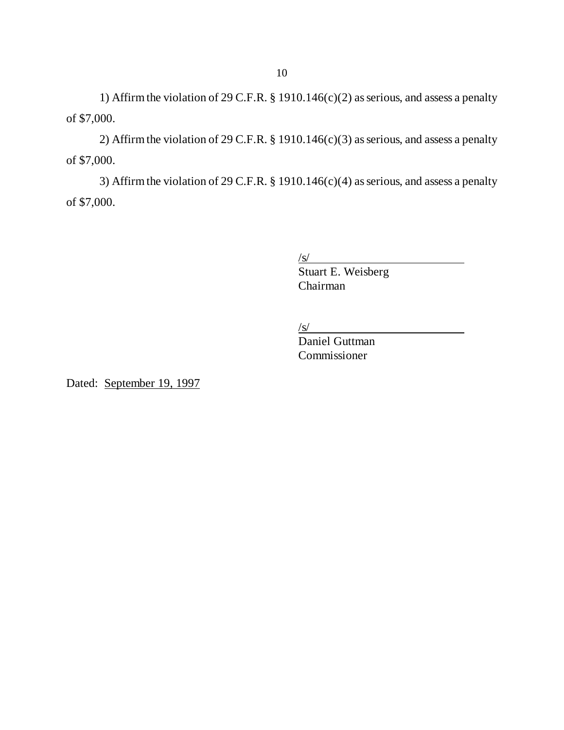1) Affirm the violation of 29 C.F.R. § 1910.146(c)(2) as serious, and assess a penalty of $7,000.

2) Affirm the violation of 29 C.F.R. § 1910.146(c)(3) as serious, and assess a penalty of $7,000.

3) Affirm the violation of 29 C.F.R. § 1910.146(c)(4) as serious, and assess a penalty of $7,000.

/s/
Stuart E. Weisberg
Chairman

/s/
Daniel Guttman
Commissioner

Dated: September 19, 1997